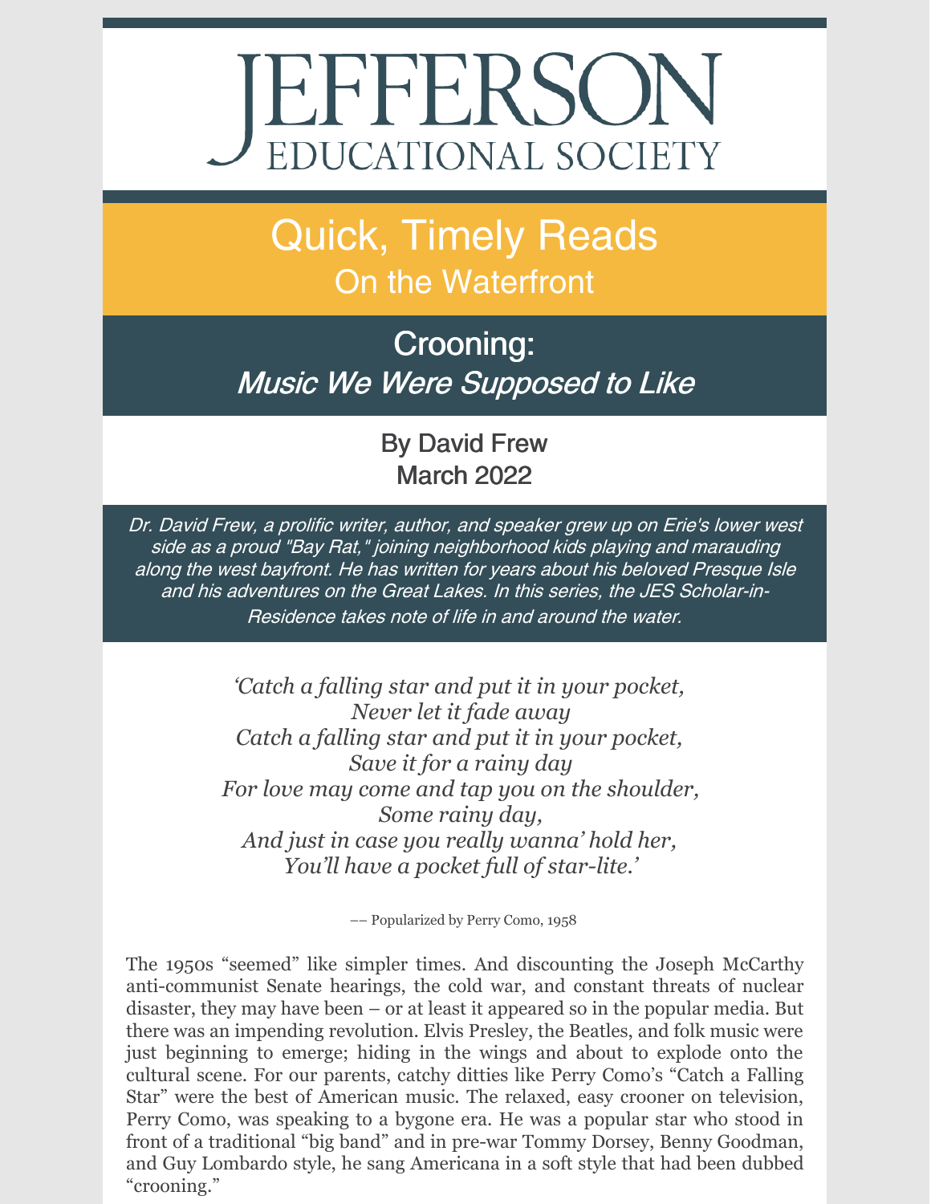# JEFFERSON EDUCATIONAL SOCIETY

## Quick, Timely Reads
### On the Waterfront

## Crooning:
### *Music We Were Supposed to Like*

By David Frew
March 2022

*Dr. David Frew, a prolific writer, author, and speaker grew up on Erie's lower west side as a proud "Bay Rat," joining neighborhood kids playing and marauding along the west bayfront. He has written for years about his beloved Presque Isle and his adventures on the Great Lakes. In this series, the JES Scholar-in-Residence takes note of life in and around the water.*

*'Catch a falling star and put it in your pocket,*
*Never let it fade away*
*Catch a falling star and put it in your pocket,*
*Save it for a rainy day*
*For love may come and tap you on the shoulder,*
*Some rainy day,*
*And just in case you really wanna' hold her,*
*You'll have a pocket full of star-lite.'*

–– Popularized by Perry Como, 1958

The 1950s "seemed" like simpler times. And discounting the Joseph McCarthy anti-communist Senate hearings, the cold war, and constant threats of nuclear disaster, they may have been – or at least it appeared so in the popular media. But there was an impending revolution. Elvis Presley, the Beatles, and folk music were just beginning to emerge; hiding in the wings and about to explode onto the cultural scene. For our parents, catchy ditties like Perry Como's "Catch a Falling Star" were the best of American music. The relaxed, easy crooner on television, Perry Como, was speaking to a bygone era. He was a popular star who stood in front of a traditional "big band" and in pre-war Tommy Dorsey, Benny Goodman, and Guy Lombardo style, he sang Americana in a soft style that had been dubbed "crooning."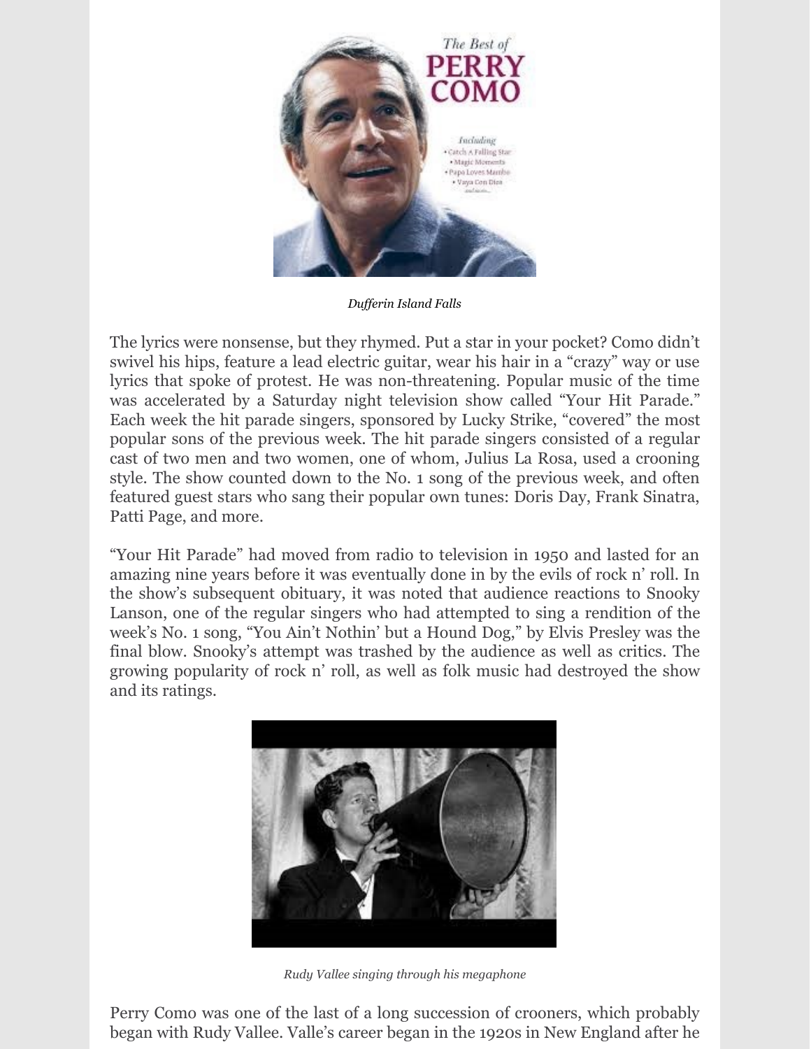*Dufferin Island Falls*

The lyrics were nonsense, but they rhymed. Put a star in your pocket? Como didn't swivel his hips, feature a lead electric guitar, wear his hair in a "crazy" way or use lyrics that spoke of protest. He was non-threatening. Popular music of the time was accelerated by a Saturday night television show called "Your Hit Parade." Each week the hit parade singers, sponsored by Lucky Strike, "covered" the most popular sons of the previous week. The hit parade singers consisted of a regular cast of two men and two women, one of whom, Julius La Rosa, used a crooning style. The show counted down to the No. 1 song of the previous week, and often featured guest stars who sang their popular own tunes: Doris Day, Frank Sinatra, Patti Page, and more.

"Your Hit Parade" had moved from radio to television in 1950 and lasted for an amazing nine years before it was eventually done in by the evils of rock n' roll. In the show's subsequent obituary, it was noted that audience reactions to Snooky Lanson, one of the regular singers who had attempted to sing a rendition of the week's No. 1 song, "You Ain't Nothin' but a Hound Dog," by Elvis Presley was the final blow. Snooky's attempt was trashed by the audience as well as critics. The growing popularity of rock n' roll, as well as folk music had destroyed the show and its ratings.

*Rudy Vallee singing through his megaphone*

Perry Como was one of the last of a long succession of crooners, which probably began with Rudy Vallee. Valle's career began in the 1920s in New England after he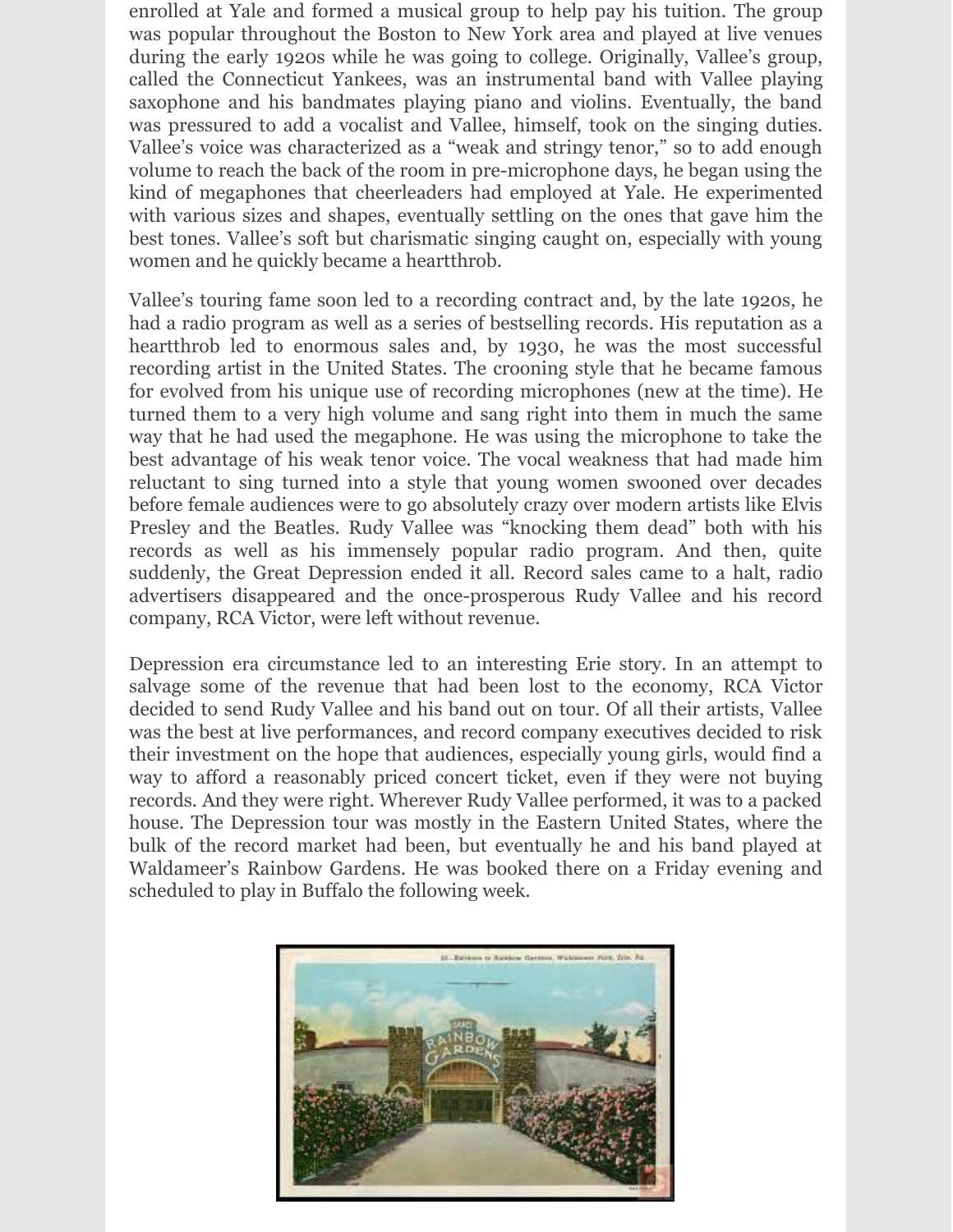enrolled at Yale and formed a musical group to help pay his tuition. The group was popular throughout the Boston to New York area and played at live venues during the early 1920s while he was going to college. Originally, Vallee's group, called the Connecticut Yankees, was an instrumental band with Vallee playing saxophone and his bandmates playing piano and violins. Eventually, the band was pressured to add a vocalist and Vallee, himself, took on the singing duties. Vallee's voice was characterized as a "weak and stringy tenor," so to add enough volume to reach the back of the room in pre-microphone days, he began using the kind of megaphones that cheerleaders had employed at Yale. He experimented with various sizes and shapes, eventually settling on the ones that gave him the best tones. Vallee's soft but charismatic singing caught on, especially with young women and he quickly became a heartthrob.

Vallee's touring fame soon led to a recording contract and, by the late 1920s, he had a radio program as well as a series of bestselling records. His reputation as a heartthrob led to enormous sales and, by 1930, he was the most successful recording artist in the United States. The crooning style that he became famous for evolved from his unique use of recording microphones (new at the time). He turned them to a very high volume and sang right into them in much the same way that he had used the megaphone. He was using the microphone to take the best advantage of his weak tenor voice. The vocal weakness that had made him reluctant to sing turned into a style that young women swooned over decades before female audiences were to go absolutely crazy over modern artists like Elvis Presley and the Beatles. Rudy Vallee was "knocking them dead" both with his records as well as his immensely popular radio program. And then, quite suddenly, the Great Depression ended it all. Record sales came to a halt, radio advertisers disappeared and the once-prosperous Rudy Vallee and his record company, RCA Victor, were left without revenue.

Depression era circumstance led to an interesting Erie story. In an attempt to salvage some of the revenue that had been lost to the economy, RCA Victor decided to send Rudy Vallee and his band out on tour. Of all their artists, Vallee was the best at live performances, and record company executives decided to risk their investment on the hope that audiences, especially young girls, would find a way to afford a reasonably priced concert ticket, even if they were not buying records. And they were right. Wherever Rudy Vallee performed, it was to a packed house. The Depression tour was mostly in the Eastern United States, where the bulk of the record market had been, but eventually he and his band played at Waldameer's Rainbow Gardens. He was booked there on a Friday evening and scheduled to play in Buffalo the following week.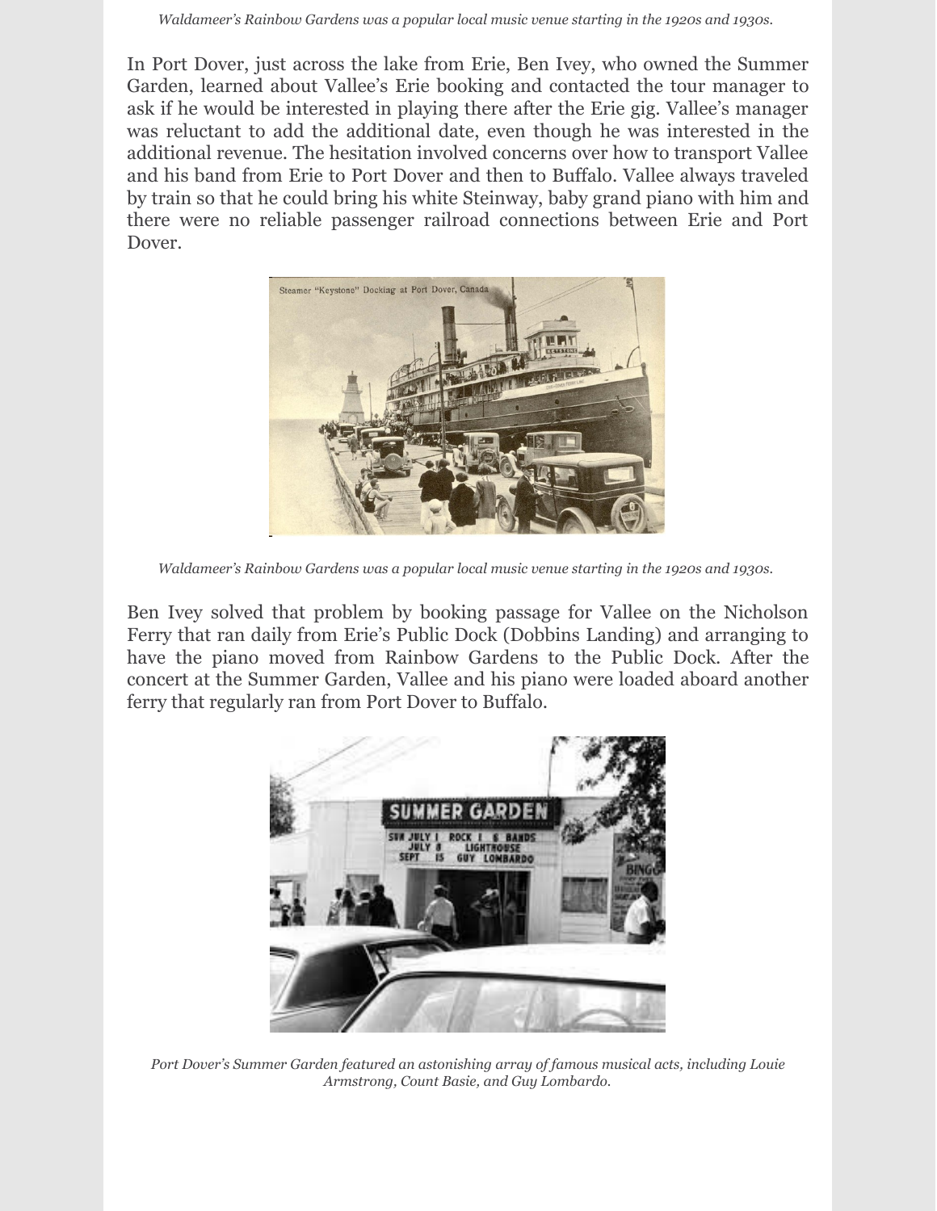*Waldameer's Rainbow Gardens was a popular local music venue starting in the 1920s and 1930s.*

In Port Dover, just across the lake from Erie, Ben Ivey, who owned the Summer Garden, learned about Vallee's Erie booking and contacted the tour manager to ask if he would be interested in playing there after the Erie gig. Vallee's manager was reluctant to add the additional date, even though he was interested in the additional revenue. The hesitation involved concerns over how to transport Vallee and his band from Erie to Port Dover and then to Buffalo. Vallee always traveled by train so that he could bring his white Steinway, baby grand piano with him and there were no reliable passenger railroad connections between Erie and Port Dover.

*Waldameer's Rainbow Gardens was a popular local music venue starting in the 1920s and 1930s.*

Ben Ivey solved that problem by booking passage for Vallee on the Nicholson Ferry that ran daily from Erie's Public Dock (Dobbins Landing) and arranging to have the piano moved from Rainbow Gardens to the Public Dock. After the concert at the Summer Garden, Vallee and his piano were loaded aboard another ferry that regularly ran from Port Dover to Buffalo.

*Port Dover's Summer Garden featured an astonishing array of famous musical acts, including Louie Armstrong, Count Basie, and Guy Lombardo.*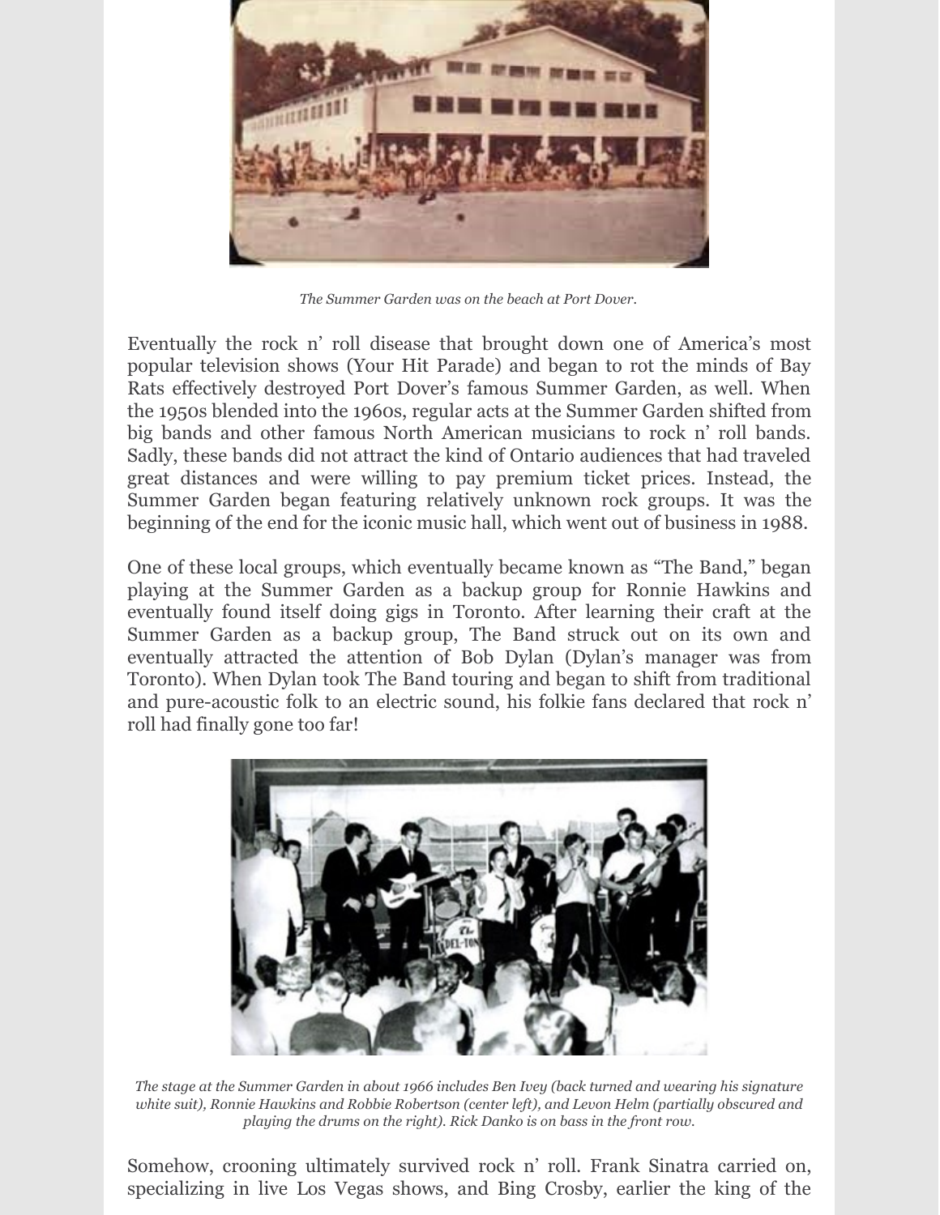*The Summer Garden was on the beach at Port Dover.*

Eventually the rock n' roll disease that brought down one of America's most popular television shows (Your Hit Parade) and began to rot the minds of Bay Rats effectively destroyed Port Dover's famous Summer Garden, as well. When the 1950s blended into the 1960s, regular acts at the Summer Garden shifted from big bands and other famous North American musicians to rock n' roll bands. Sadly, these bands did not attract the kind of Ontario audiences that had traveled great distances and were willing to pay premium ticket prices. Instead, the Summer Garden began featuring relatively unknown rock groups. It was the beginning of the end for the iconic music hall, which went out of business in 1988.

One of these local groups, which eventually became known as "The Band," began playing at the Summer Garden as a backup group for Ronnie Hawkins and eventually found itself doing gigs in Toronto. After learning their craft at the Summer Garden as a backup group, The Band struck out on its own and eventually attracted the attention of Bob Dylan (Dylan's manager was from Toronto). When Dylan took The Band touring and began to shift from traditional and pure-acoustic folk to an electric sound, his folkie fans declared that rock n' roll had finally gone too far!

*The stage at the Summer Garden in about 1966 includes Ben Ivey (back turned and wearing his signature white suit), Ronnie Hawkins and Robbie Robertson (center left), and Levon Helm (partially obscured and playing the drums on the right). Rick Danko is on bass in the front row.*

Somehow, crooning ultimately survived rock n' roll. Frank Sinatra carried on, specializing in live Los Vegas shows, and Bing Crosby, earlier the king of the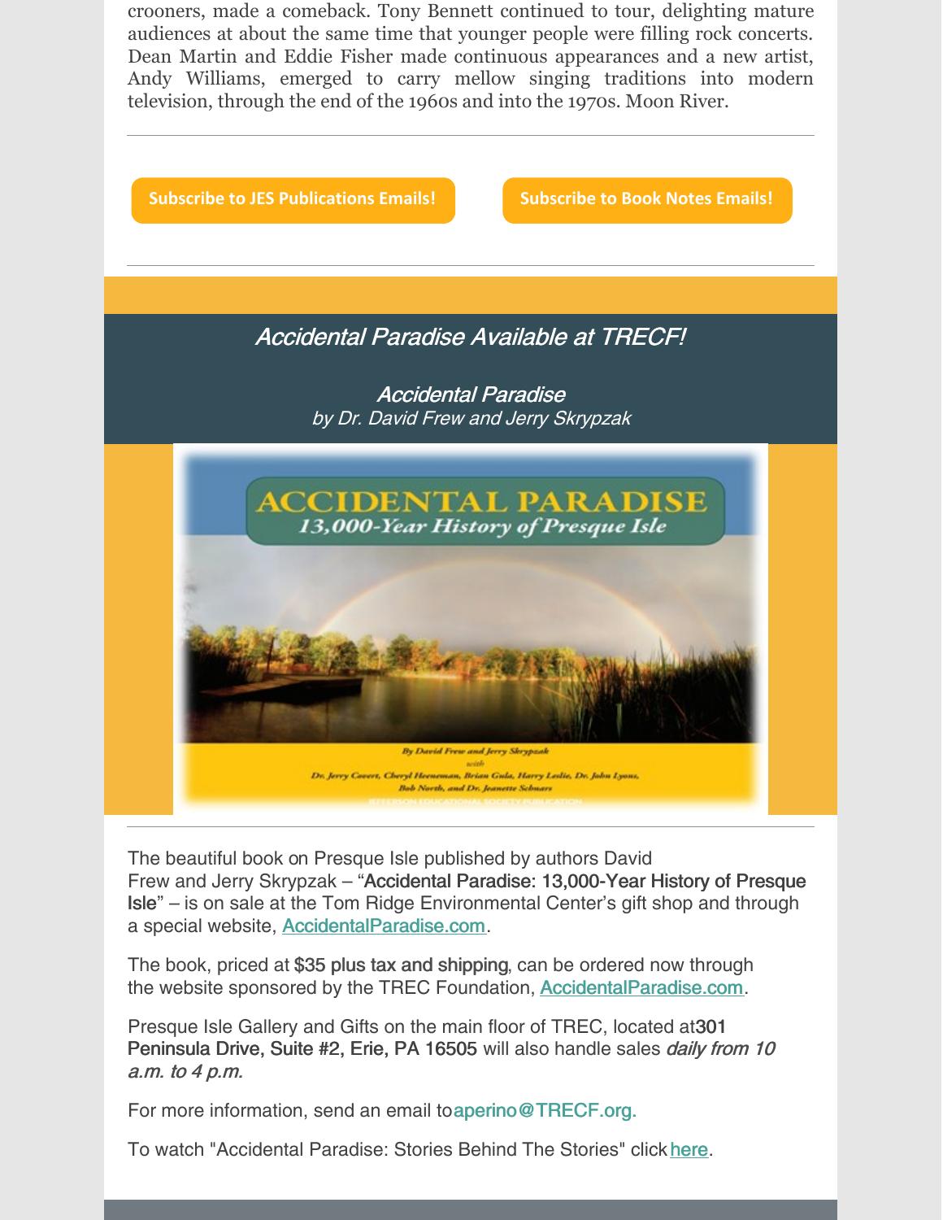crooners, made a comeback. Tony Bennett continued to tour, delighting mature audiences at about the same time that younger people were filling rock concerts. Dean Martin and Eddie Fisher made continuous appearances and a new artist, Andy Williams, emerged to carry mellow singing traditions into modern television, through the end of the 1960s and into the 1970s. Moon River.

Subscribe to JES Publications Emails!

Subscribe to Book Notes Emails!

## *Accidental Paradise Available at TRECF!*

*Accidental Paradise*
*by Dr. David Frew and Jerry Skrypzak*

The beautiful book on Presque Isle published by authors David Frew and Jerry Skrypzak – "**Accidental Paradise: 13,000-Year History of Presque Isle**" – is on sale at the Tom Ridge Environmental Center's gift shop and through a special website, [AccidentalParadise.com](AccidentalParadise.com).

The book, priced at **$35 plus tax and shipping**, can be ordered now through the website sponsored by the TREC Foundation, [AccidentalParadise.com](AccidentalParadise.com).

Presque Isle Gallery and Gifts on the main floor of TREC, located at **301 Peninsula Drive, Suite #2, Erie, PA 16505** will also handle sales *daily from 10 a.m. to 4 p.m.*

For more information, send an email to aperino@TRECF.org.

To watch "Accidental Paradise: Stories Behind The Stories" click [here](here).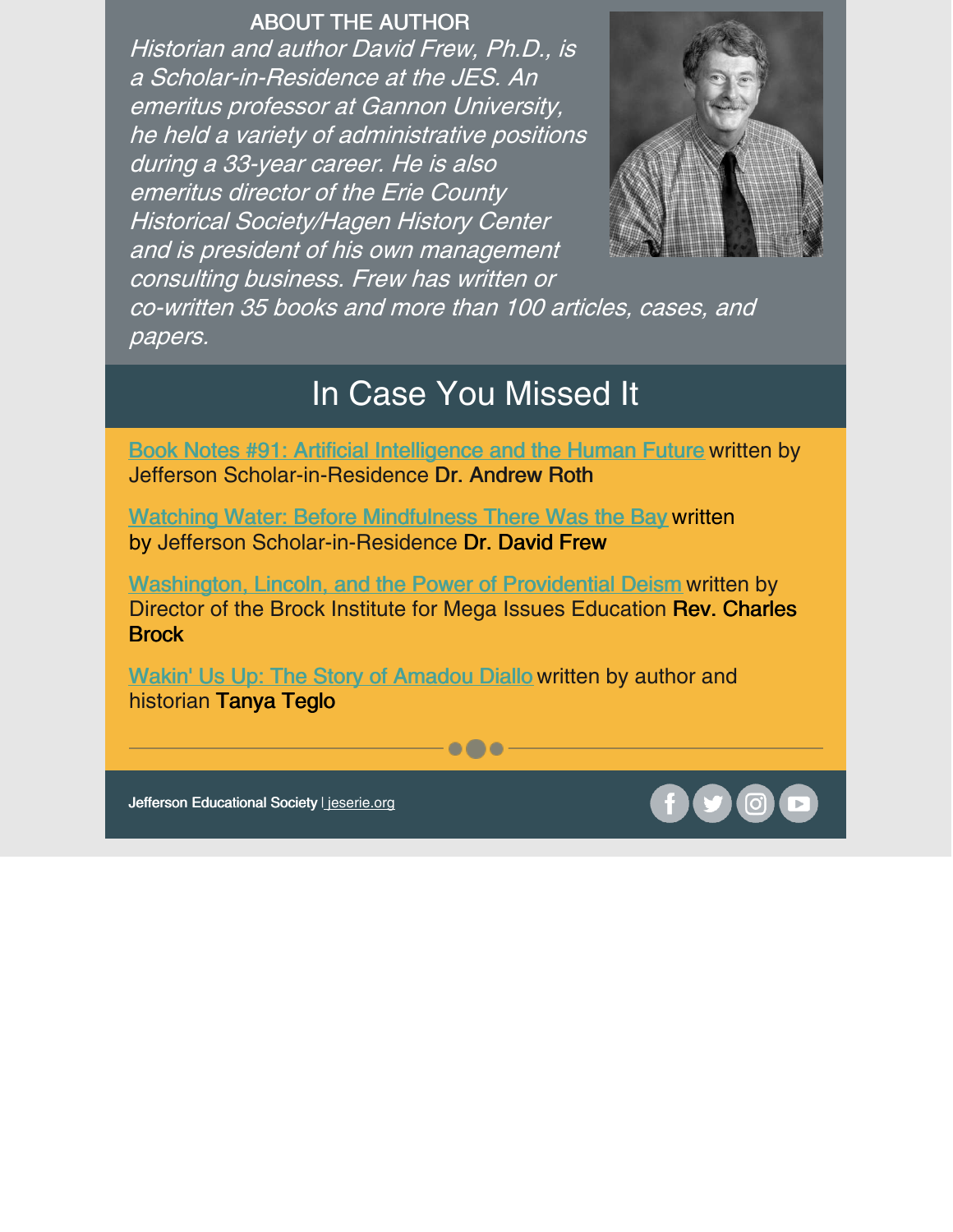ABOUT THE AUTHOR

*Historian and author David Frew, Ph.D., is a Scholar-in-Residence at the JES. An emeritus professor at Gannon University, he held a variety of administrative positions during a 33-year career. He is also emeritus director of the Erie County Historical Society/Hagen History Center and is president of his own management consulting business. Frew has written or co-written 35 books and more than 100 articles, cases, and papers.*

## In Case You Missed It

Book Notes #91: Artificial Intelligence and the Human Future written by Jefferson Scholar-in-Residence **Dr. Andrew Roth**

Watching Water: Before Mindfulness There Was the Bay written by Jefferson Scholar-in-Residence **Dr. David Frew**

Washington, Lincoln, and the Power of Providential Deism written by Director of the Brock Institute for Mega Issues Education **Rev. Charles Brock**

Wakin' Us Up: The Story of Amadou Diallo written by author and historian **Tanya Teglo**

Jefferson Educational Society | jeserie.org